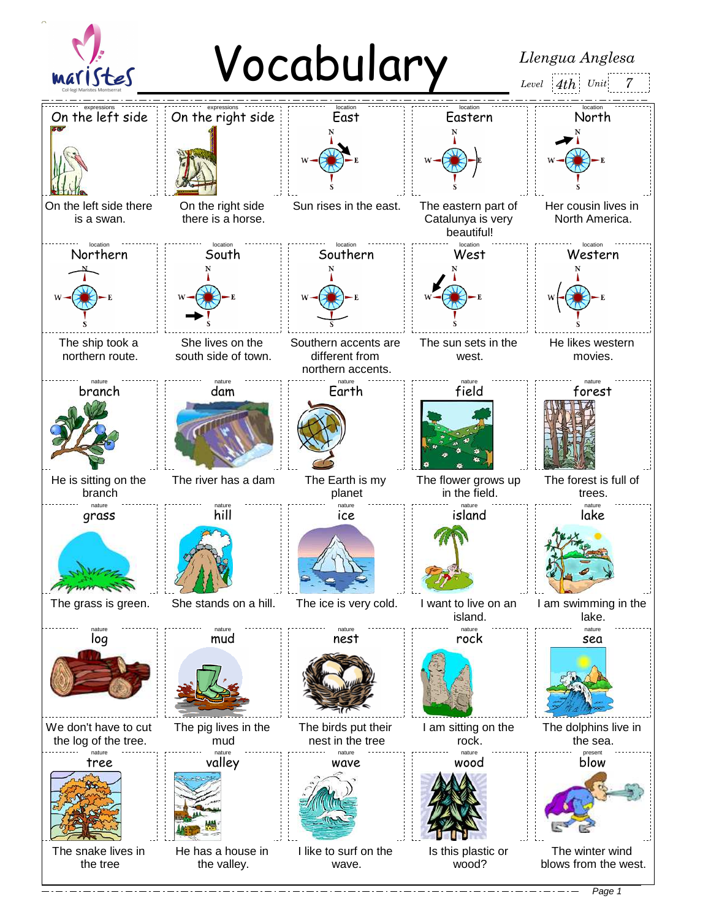# Vocabulary

*Llengua Anglesa*

*Level* 4th *Unit* 7

| Category | Word | Example |
|---|---|---|
| expressions | On the left side | On the left side there is a swan. |
| expressions | On the right side | On the right side there is a horse. |
| location | East | Sun rises in the east. |
| location | Eastern | The eastern part of Catalunya is very beautiful! |
| location | North | Her cousin lives in North America. |
| location | Northern | The ship took a northern route. |
| location | South | She lives on the south side of town. |
| location | Southern | Southern accents are different from northern accents. |
| location | West | The sun sets in the west. |
| location | Western | He likes western movies. |
| nature | branch | He is sitting on the branch |
| nature | dam | The river has a dam |
| nature | Earth | The Earth is my planet |
| nature | field | The flower grows up in the field. |
| nature | forest | The forest is full of trees. |
| nature | grass | The grass is green. |
| nature | hill | She stands on a hill. |
| nature | ice | The ice is very cold. |
| nature | island | I want to live on an island. |
| nature | lake | I am swimming in the lake. |
| nature | log | We don't have to cut the log of the tree. |
| nature | mud | The pig lives in the mud |
| nature | nest | The birds put their nest in the tree |
| nature | rock | I am sitting on the rock. |
| nature | sea | The dolphins live in the sea. |
| nature | tree | The snake lives in the tree |
| nature | valley | He has a house in the valley. |
| nature | wave | I like to surf on the wave. |
| nature | wood | Is this plastic or wood? |
| present | blow | The winter wind blows from the west. |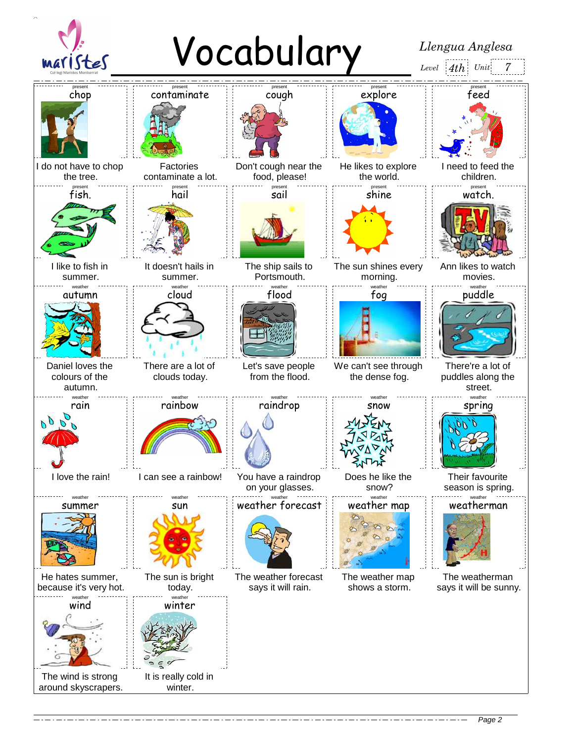# Vocabulary

*Llengua Anglesa*

*Level* 4th *Unit* 7

| | | | | |
|---|---|---|---|---|
| present<br>**chop**<br>I do not have to chop the tree. | present<br>**contaminate**<br>Factories contaminate a lot. | present<br>**cough**<br>Don't cough near the food, please! | present<br>**explore**<br>He likes to explore the world. | present<br>**feed**<br>I need to feed the children. |
| present<br>**fish.**<br>I like to fish in summer. | present<br>**hail**<br>It doesn't hails in summer. | present<br>**sail**<br>The ship sails to Portsmouth. | present<br>**shine**<br>The sun shines every morning. | present<br>**watch.**<br>Ann likes to watch movies. |
| weather<br>**autumn**<br>Daniel loves the colours of the autumn. | weather<br>**cloud**<br>There are a lot of clouds today. | weather<br>**flood**<br>Let's save people from the flood. | weather<br>**fog**<br>We can't see through the dense fog. | weather<br>**puddle**<br>There're a lot of puddles along the street. |
| weather<br>**rain**<br>I love the rain! | weather<br>**rainbow**<br>I can see a rainbow! | weather<br>**raindrop**<br>You have a raindrop on your glasses. | weather<br>**snow**<br>Does he like the snow? | weather<br>**spring**<br>Their favourite season is spring. |
| weather<br>**summer**<br>He hates summer, because it's very hot. | weather<br>**sun**<br>The sun is bright today. | weather<br>**weather forecast**<br>The weather forecast says it will rain. | weather<br>**weather map**<br>The weather map shows a storm. | weather<br>**weatherman**<br>The weatherman says it will be sunny. |
| weather<br>**wind**<br>The wind is strong around skyscrapers. | weather<br>**winter**<br>It is really cold in winter. | | | |